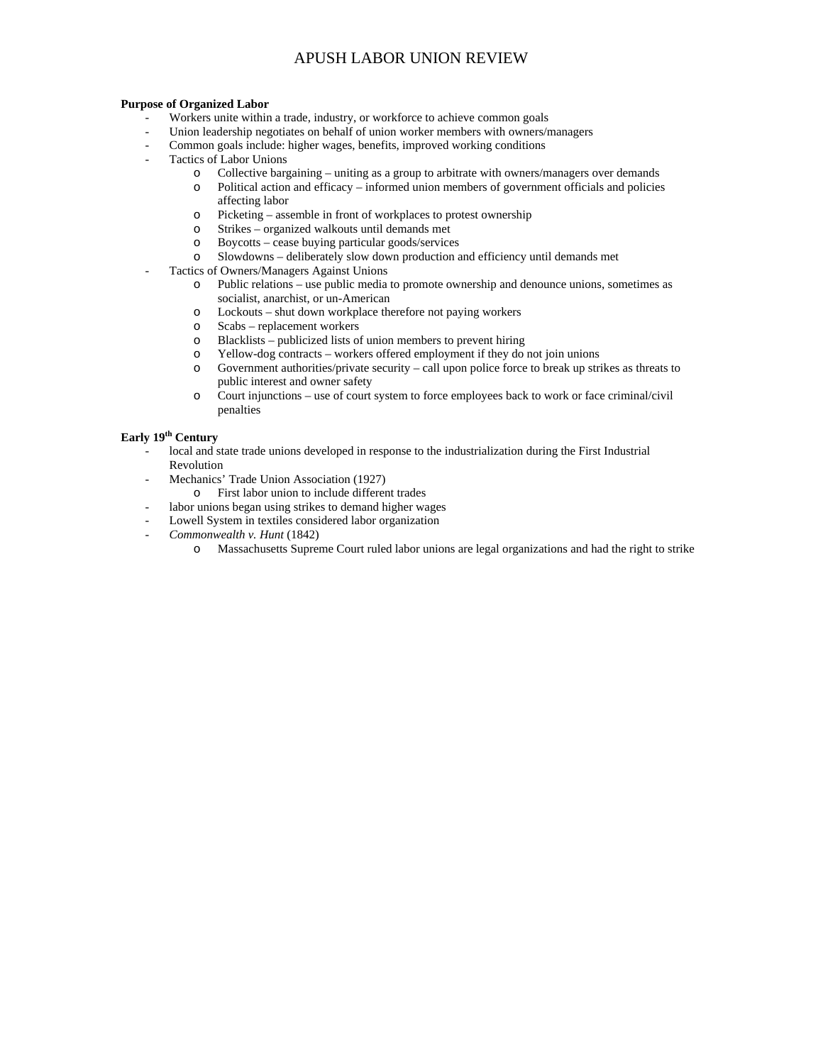# APUSH LABOR UNION REVIEW

**Purpose of Organized Labor**

- Workers unite within a trade, industry, or workforce to achieve common goals
- Union leadership negotiates on behalf of union worker members with owners/managers
- Common goals include: higher wages, benefits, improved working conditions
- Tactics of Labor Unions
  - Collective bargaining – uniting as a group to arbitrate with owners/managers over demands
  - Political action and efficacy – informed union members of government officials and policies affecting labor
  - Picketing – assemble in front of workplaces to protest ownership
  - Strikes – organized walkouts until demands met
  - Boycotts – cease buying particular goods/services
  - Slowdowns – deliberately slow down production and efficiency until demands met
- Tactics of Owners/Managers Against Unions
  - Public relations – use public media to promote ownership and denounce unions, sometimes as socialist, anarchist, or un-American
  - Lockouts – shut down workplace therefore not paying workers
  - Scabs – replacement workers
  - Blacklists – publicized lists of union members to prevent hiring
  - Yellow-dog contracts – workers offered employment if they do not join unions
  - Government authorities/private security – call upon police force to break up strikes as threats to public interest and owner safety
  - Court injunctions – use of court system to force employees back to work or face criminal/civil penalties

**Early 19th Century**

- local and state trade unions developed in response to the industrialization during the First Industrial Revolution
- Mechanics' Trade Union Association (1927)
  - First labor union to include different trades
- labor unions began using strikes to demand higher wages
- Lowell System in textiles considered labor organization
- *Commonwealth v. Hunt* (1842)
  - Massachusetts Supreme Court ruled labor unions are legal organizations and had the right to strike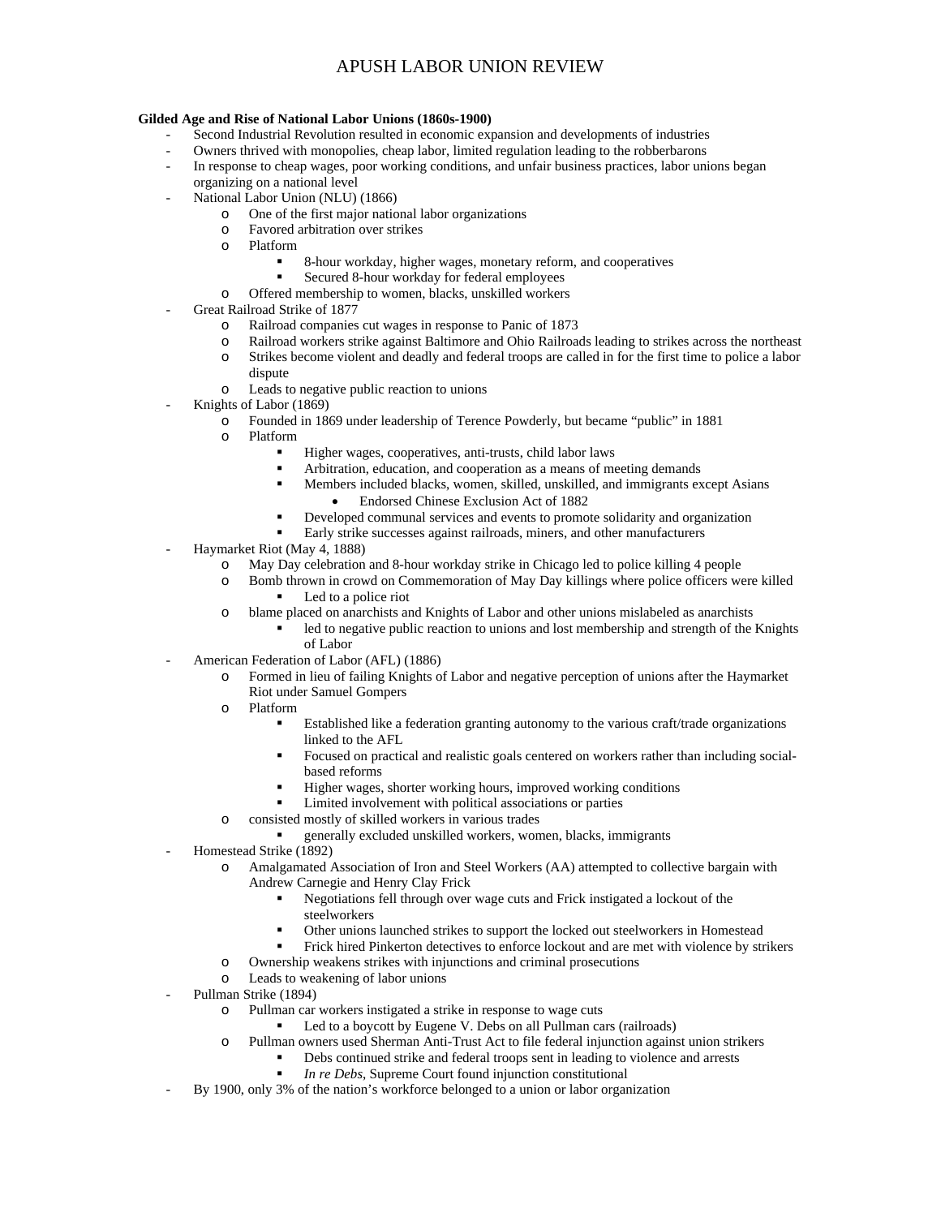# APUSH LABOR UNION REVIEW

**Gilded Age and Rise of National Labor Unions (1860s-1900)**

- Second Industrial Revolution resulted in economic expansion and developments of industries
- Owners thrived with monopolies, cheap labor, limited regulation leading to the robberbarons
- In response to cheap wages, poor working conditions, and unfair business practices, labor unions began organizing on a national level
- National Labor Union (NLU) (1866)
  - One of the first major national labor organizations
  - Favored arbitration over strikes
  - Platform
    - 8-hour workday, higher wages, monetary reform, and cooperatives
    - Secured 8-hour workday for federal employees
  - Offered membership to women, blacks, unskilled workers
- Great Railroad Strike of 1877
  - Railroad companies cut wages in response to Panic of 1873
  - Railroad workers strike against Baltimore and Ohio Railroads leading to strikes across the northeast
  - Strikes become violent and deadly and federal troops are called in for the first time to police a labor dispute
  - Leads to negative public reaction to unions
- Knights of Labor (1869)
  - Founded in 1869 under leadership of Terence Powderly, but became "public" in 1881
  - Platform
    - Higher wages, cooperatives, anti-trusts, child labor laws
    - Arbitration, education, and cooperation as a means of meeting demands
    - Members included blacks, women, skilled, unskilled, and immigrants except Asians
      - Endorsed Chinese Exclusion Act of 1882
    - Developed communal services and events to promote solidarity and organization
    - Early strike successes against railroads, miners, and other manufacturers
- Haymarket Riot (May 4, 1888)
  - May Day celebration and 8-hour workday strike in Chicago led to police killing 4 people
  - Bomb thrown in crowd on Commemoration of May Day killings where police officers were killed
    - Led to a police riot
  - blame placed on anarchists and Knights of Labor and other unions mislabeled as anarchists
    - led to negative public reaction to unions and lost membership and strength of the Knights of Labor
- American Federation of Labor (AFL) (1886)
  - Formed in lieu of failing Knights of Labor and negative perception of unions after the Haymarket Riot under Samuel Gompers
  - Platform
    - Established like a federation granting autonomy to the various craft/trade organizations linked to the AFL
    - Focused on practical and realistic goals centered on workers rather than including social-based reforms
    - Higher wages, shorter working hours, improved working conditions
    - Limited involvement with political associations or parties
  - consisted mostly of skilled workers in various trades
    - generally excluded unskilled workers, women, blacks, immigrants
- Homestead Strike (1892)
  - Amalgamated Association of Iron and Steel Workers (AA) attempted to collective bargain with Andrew Carnegie and Henry Clay Frick
    - Negotiations fell through over wage cuts and Frick instigated a lockout of the steelworkers
    - Other unions launched strikes to support the locked out steelworkers in Homestead
    - Frick hired Pinkerton detectives to enforce lockout and are met with violence by strikers
  - Ownership weakens strikes with injunctions and criminal prosecutions
  - Leads to weakening of labor unions
- Pullman Strike (1894)
  - Pullman car workers instigated a strike in response to wage cuts
    - Led to a boycott by Eugene V. Debs on all Pullman cars (railroads)
  - Pullman owners used Sherman Anti-Trust Act to file federal injunction against union strikers
    - Debs continued strike and federal troops sent in leading to violence and arrests
    - *In re Debs*, Supreme Court found injunction constitutional
- By 1900, only 3% of the nation's workforce belonged to a union or labor organization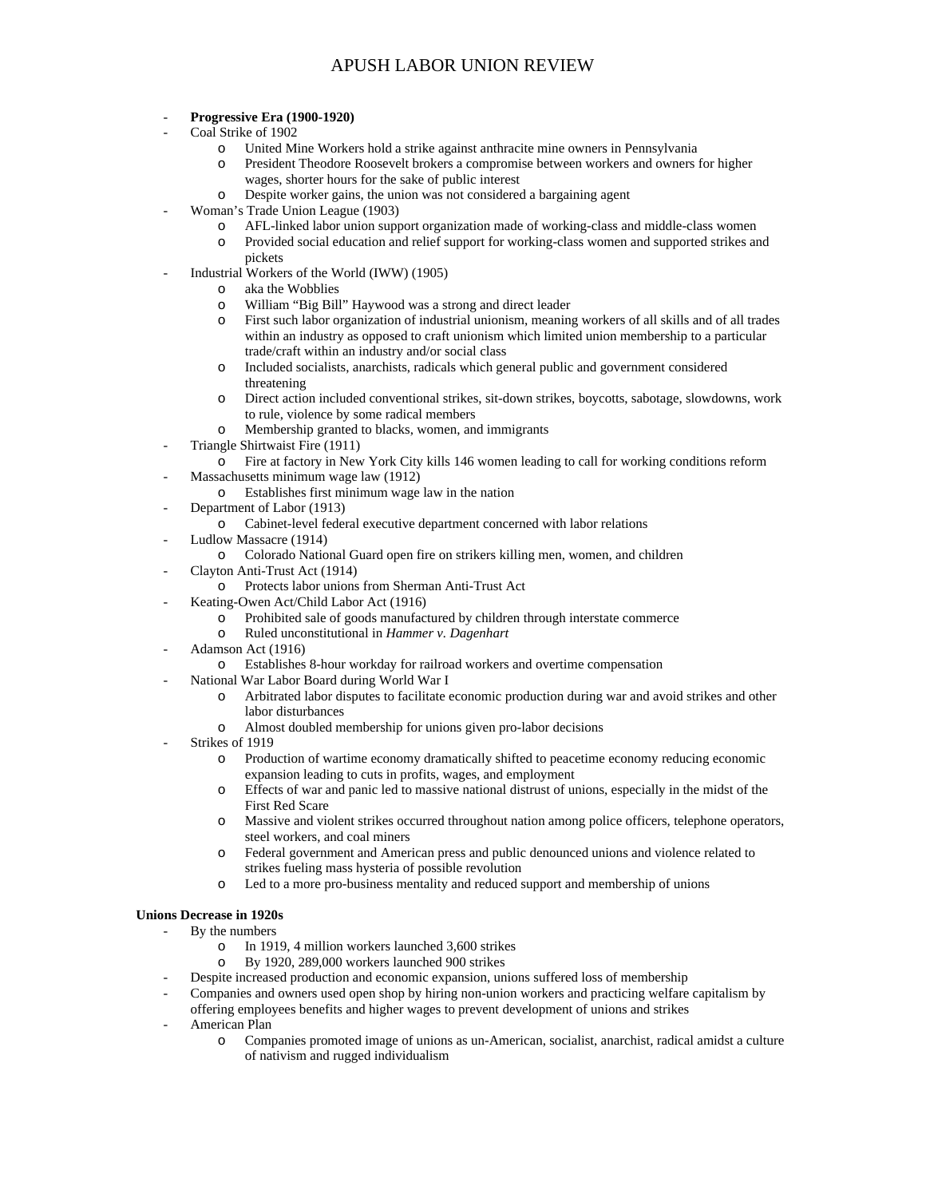# APUSH LABOR UNION REVIEW

- **Progressive Era (1900-1920)**
- Coal Strike of 1902
  - United Mine Workers hold a strike against anthracite mine owners in Pennsylvania
  - President Theodore Roosevelt brokers a compromise between workers and owners for higher wages, shorter hours for the sake of public interest
  - Despite worker gains, the union was not considered a bargaining agent
- Woman's Trade Union League (1903)
  - AFL-linked labor union support organization made of working-class and middle-class women
  - Provided social education and relief support for working-class women and supported strikes and pickets
- Industrial Workers of the World (IWW) (1905)
  - aka the Wobblies
  - William "Big Bill" Haywood was a strong and direct leader
  - First such labor organization of industrial unionism, meaning workers of all skills and of all trades within an industry as opposed to craft unionism which limited union membership to a particular trade/craft within an industry and/or social class
  - Included socialists, anarchists, radicals which general public and government considered threatening
  - Direct action included conventional strikes, sit-down strikes, boycotts, sabotage, slowdowns, work to rule, violence by some radical members
  - Membership granted to blacks, women, and immigrants
- Triangle Shirtwaist Fire (1911)
  - Fire at factory in New York City kills 146 women leading to call for working conditions reform
- Massachusetts minimum wage law (1912)
  - Establishes first minimum wage law in the nation
- Department of Labor (1913)
  - Cabinet-level federal executive department concerned with labor relations
- Ludlow Massacre (1914)
  - Colorado National Guard open fire on strikers killing men, women, and children
- Clayton Anti-Trust Act (1914)
  - Protects labor unions from Sherman Anti-Trust Act
- Keating-Owen Act/Child Labor Act (1916)
  - Prohibited sale of goods manufactured by children through interstate commerce
  - Ruled unconstitutional in *Hammer v. Dagenhart*
- Adamson Act (1916)
  - Establishes 8-hour workday for railroad workers and overtime compensation
- National War Labor Board during World War I
  - Arbitrated labor disputes to facilitate economic production during war and avoid strikes and other labor disturbances
  - Almost doubled membership for unions given pro-labor decisions
- Strikes of 1919
  - Production of wartime economy dramatically shifted to peacetime economy reducing economic expansion leading to cuts in profits, wages, and employment
  - Effects of war and panic led to massive national distrust of unions, especially in the midst of the First Red Scare
  - Massive and violent strikes occurred throughout nation among police officers, telephone operators, steel workers, and coal miners
  - Federal government and American press and public denounced unions and violence related to strikes fueling mass hysteria of possible revolution
  - Led to a more pro-business mentality and reduced support and membership of unions

**Unions Decrease in 1920s**

- By the numbers
  - In 1919, 4 million workers launched 3,600 strikes
  - By 1920, 289,000 workers launched 900 strikes
- Despite increased production and economic expansion, unions suffered loss of membership
- Companies and owners used open shop by hiring non-union workers and practicing welfare capitalism by offering employees benefits and higher wages to prevent development of unions and strikes
- American Plan
  - Companies promoted image of unions as un-American, socialist, anarchist, radical amidst a culture of nativism and rugged individualism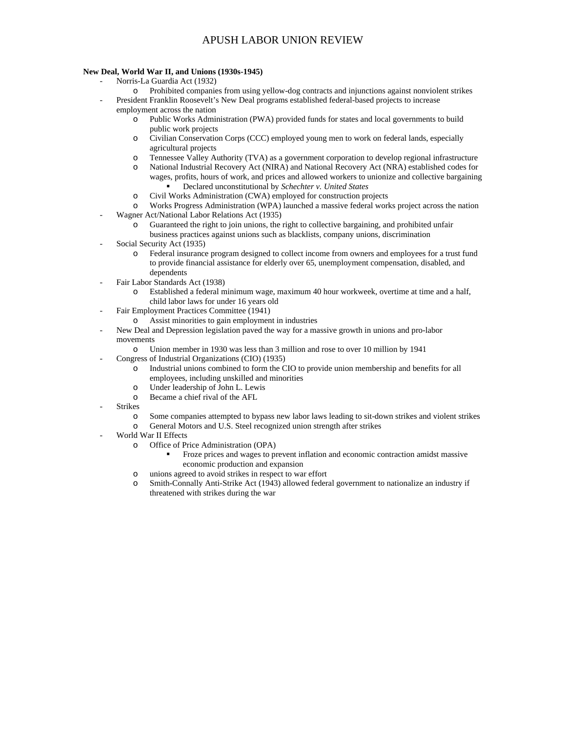# APUSH LABOR UNION REVIEW

**New Deal, World War II, and Unions (1930s-1945)**

- Norris-La Guardia Act (1932)
  - Prohibited companies from using yellow-dog contracts and injunctions against nonviolent strikes
- President Franklin Roosevelt's New Deal programs established federal-based projects to increase employment across the nation
  - Public Works Administration (PWA) provided funds for states and local governments to build public work projects
  - Civilian Conservation Corps (CCC) employed young men to work on federal lands, especially agricultural projects
  - Tennessee Valley Authority (TVA) as a government corporation to develop regional infrastructure
  - National Industrial Recovery Act (NIRA) and National Recovery Act (NRA) established codes for wages, profits, hours of work, and prices and allowed workers to unionize and collective bargaining
    - Declared unconstitutional by *Schechter v. United States*
  - Civil Works Administration (CWA) employed for construction projects
  - Works Progress Administration (WPA) launched a massive federal works project across the nation
- Wagner Act/National Labor Relations Act (1935)
  - Guaranteed the right to join unions, the right to collective bargaining, and prohibited unfair business practices against unions such as blacklists, company unions, discrimination
- Social Security Act (1935)
  - Federal insurance program designed to collect income from owners and employees for a trust fund to provide financial assistance for elderly over 65, unemployment compensation, disabled, and dependents
- Fair Labor Standards Act (1938)
  - Established a federal minimum wage, maximum 40 hour workweek, overtime at time and a half, child labor laws for under 16 years old
- Fair Employment Practices Committee (1941)
  - Assist minorities to gain employment in industries
- New Deal and Depression legislation paved the way for a massive growth in unions and pro-labor movements
  - Union member in 1930 was less than 3 million and rose to over 10 million by 1941
- Congress of Industrial Organizations (CIO) (1935)
  - Industrial unions combined to form the CIO to provide union membership and benefits for all employees, including unskilled and minorities
  - Under leadership of John L. Lewis
  - Became a chief rival of the AFL
- Strikes
  - Some companies attempted to bypass new labor laws leading to sit-down strikes and violent strikes
  - General Motors and U.S. Steel recognized union strength after strikes
- World War II Effects
  - Office of Price Administration (OPA)
    - Froze prices and wages to prevent inflation and economic contraction amidst massive economic production and expansion
  - unions agreed to avoid strikes in respect to war effort
  - Smith-Connally Anti-Strike Act (1943) allowed federal government to nationalize an industry if threatened with strikes during the war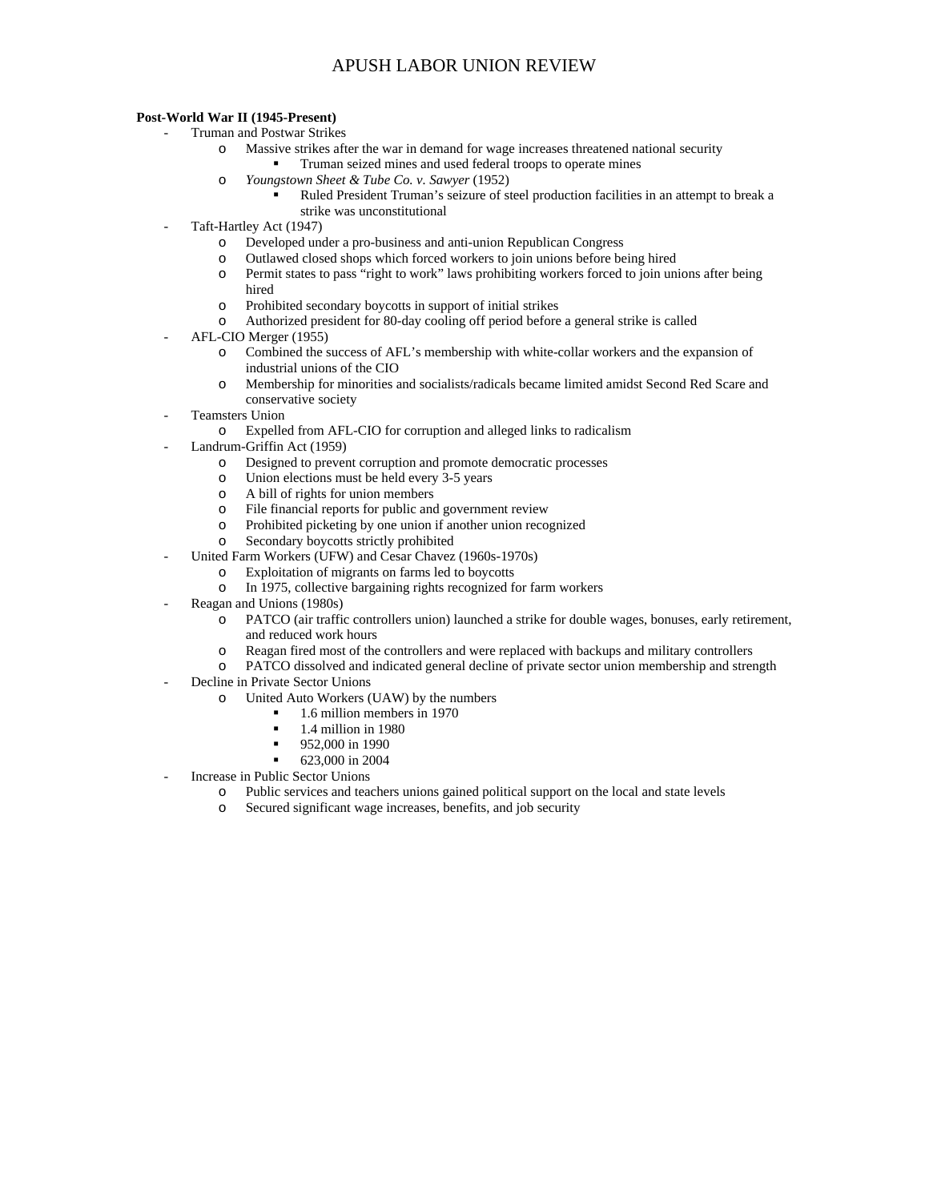# APUSH LABOR UNION REVIEW

**Post-World War II (1945-Present)**

- Truman and Postwar Strikes
  - Massive strikes after the war in demand for wage increases threatened national security
    - Truman seized mines and used federal troops to operate mines
  - *Youngstown Sheet & Tube Co. v. Sawyer* (1952)
    - Ruled President Truman's seizure of steel production facilities in an attempt to break a strike was unconstitutional
- Taft-Hartley Act (1947)
  - Developed under a pro-business and anti-union Republican Congress
  - Outlawed closed shops which forced workers to join unions before being hired
  - Permit states to pass "right to work" laws prohibiting workers forced to join unions after being hired
  - Prohibited secondary boycotts in support of initial strikes
  - Authorized president for 80-day cooling off period before a general strike is called
- AFL-CIO Merger (1955)
  - Combined the success of AFL's membership with white-collar workers and the expansion of industrial unions of the CIO
  - Membership for minorities and socialists/radicals became limited amidst Second Red Scare and conservative society
- Teamsters Union
  - Expelled from AFL-CIO for corruption and alleged links to radicalism
- Landrum-Griffin Act (1959)
  - Designed to prevent corruption and promote democratic processes
  - Union elections must be held every 3-5 years
  - A bill of rights for union members
  - File financial reports for public and government review
  - Prohibited picketing by one union if another union recognized
  - Secondary boycotts strictly prohibited
- United Farm Workers (UFW) and Cesar Chavez (1960s-1970s)
  - Exploitation of migrants on farms led to boycotts
  - In 1975, collective bargaining rights recognized for farm workers
- Reagan and Unions (1980s)
  - PATCO (air traffic controllers union) launched a strike for double wages, bonuses, early retirement, and reduced work hours
  - Reagan fired most of the controllers and were replaced with backups and military controllers
  - PATCO dissolved and indicated general decline of private sector union membership and strength
- Decline in Private Sector Unions
  - United Auto Workers (UAW) by the numbers
    - 1.6 million members in 1970
    - 1.4 million in 1980
    - 952,000 in 1990
    - 623,000 in 2004
- Increase in Public Sector Unions
  - Public services and teachers unions gained political support on the local and state levels
  - Secured significant wage increases, benefits, and job security